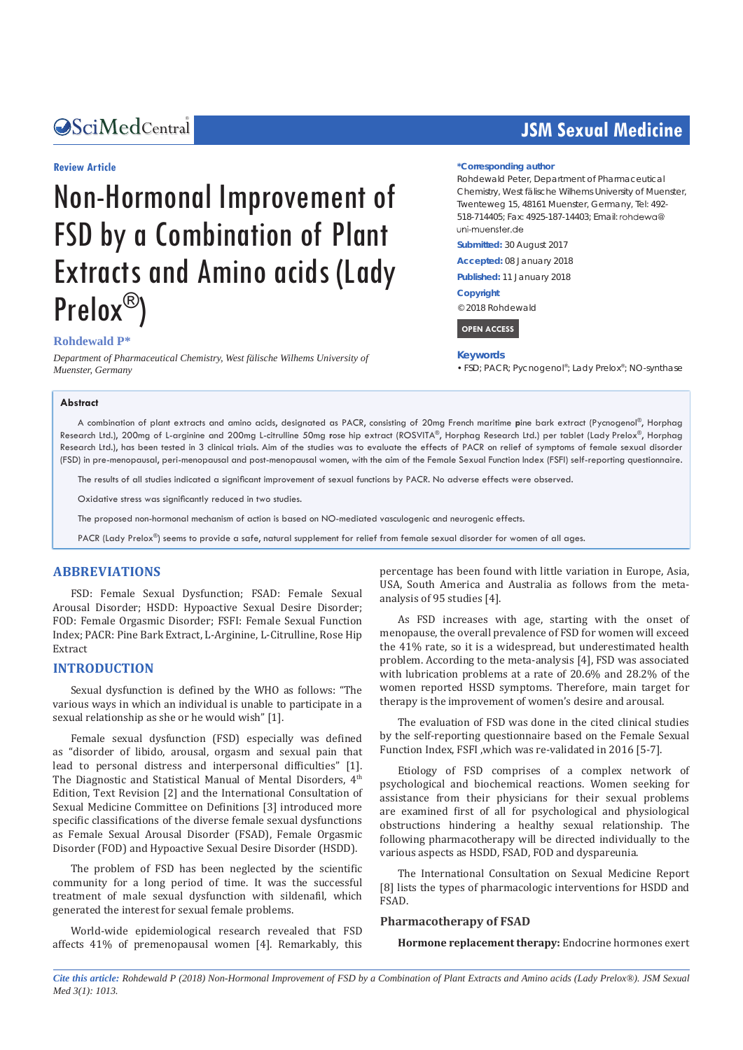Review Article

# Non-Hormonal Improvement of FSD by a Combination of Plant Extracts and Amino acids (Lady Prelox®)

**Rohdewald P***

*Department of Pharmaceutical Chemistry, West fälische Wilhems University of Muenster, Germany*

**\*Corresponding author**

Rohdewald Peter, Department of Pharmaceutical Chemistry, West fälische Wilhems University of Muenster, Twenteweg 15, 48161 Muenster, Germany, Tel: 492-518-714405; Fax: 4925-187-14403; Email: rohdewa@uni-muenster.de

**Submitted:** 30 August 2017

**Accepted:** 08 January 2018

**Published:** 11 January 2018

**Copyright**

© 2018 Rohdewald

OPEN ACCESS

**Keywords**

- FSD; PACR; Pycnogenol®; Lady Prelox®; NO-synthase

## Abstract

A combination of plant extracts and amino acids, designated as PACR, consisting of 20mg French maritime pine bark extract (Pycnogenol®, Horphag Research Ltd.), 200mg of L-arginine and 200mg L-citrulline 50mg rose hip extract (ROSVITA®, Horphag Research Ltd.) per tablet (Lady Prelox®, Horphag Research Ltd.), has been tested in 3 clinical trials. Aim of the studies was to evaluate the effects of PACR on relief of symptoms of female sexual disorder (FSD) in pre-menopausal, peri-menopausal and post-menopausal women, with the aim of the Female Sexual Function Index (FSFI) self-reporting questionnaire.

The results of all studies indicated a significant improvement of sexual functions by PACR. No adverse effects were observed.

Oxidative stress was significantly reduced in two studies.

The proposed non-hormonal mechanism of action is based on NO-mediated vasculogenic and neurogenic effects.

PACR (Lady Prelox®) seems to provide a safe, natural supplement for relief from female sexual disorder for women of all ages.

## ABBREVIATIONS

FSD: Female Sexual Dysfunction; FSAD: Female Sexual Arousal Disorder; HSDD: Hypoactive Sexual Desire Disorder; FOD: Female Orgasmic Disorder; FSFI: Female Sexual Function Index; PACR: Pine Bark Extract, L-Arginine, L-Citrulline, Rose Hip Extract

## INTRODUCTION

Sexual dysfunction is defined by the WHO as follows: "The various ways in which an individual is unable to participate in a sexual relationship as she or he would wish" [1].

Female sexual dysfunction (FSD) especially was defined as "disorder of libido, arousal, orgasm and sexual pain that lead to personal distress and interpersonal difficulties" [1]. The Diagnostic and Statistical Manual of Mental Disorders, 4th Edition, Text Revision [2] and the International Consultation of Sexual Medicine Committee on Definitions [3] introduced more specific classifications of the diverse female sexual dysfunctions as Female Sexual Arousal Disorder (FSAD), Female Orgasmic Disorder (FOD) and Hypoactive Sexual Desire Disorder (HSDD).

The problem of FSD has been neglected by the scientific community for a long period of time. It was the successful treatment of male sexual dysfunction with sildenafil, which generated the interest for sexual female problems.

World-wide epidemiological research revealed that FSD affects 41% of premenopausal women [4]. Remarkably, this percentage has been found with little variation in Europe, Asia, USA, South America and Australia as follows from the meta-analysis of 95 studies [4].

As FSD increases with age, starting with the onset of menopause, the overall prevalence of FSD for women will exceed the 41% rate, so it is a widespread, but underestimated health problem. According to the meta-analysis [4], FSD was associated with lubrication problems at a rate of 20.6% and 28.2% of the women reported HSSD symptoms. Therefore, main target for therapy is the improvement of women's desire and arousal.

The evaluation of FSD was done in the cited clinical studies by the self-reporting questionnaire based on the Female Sexual Function Index, FSFI ,which was re-validated in 2016 [5-7].

Etiology of FSD comprises of a complex network of psychological and biochemical reactions. Women seeking for assistance from their physicians for their sexual problems are examined first of all for psychological and physiological obstructions hindering a healthy sexual relationship. The following pharmacotherapy will be directed individually to the various aspects as HSDD, FSAD, FOD and dyspareunia.

The International Consultation on Sexual Medicine Report [8] lists the types of pharmacologic interventions for HSDD and FSAD.

### Pharmacotherapy of FSAD

**Hormone replacement therapy:** Endocrine hormones exert

*Cite this article: Rohdewald P (2018) Non-Hormonal Improvement of FSD by a Combination of Plant Extracts and Amino acids (Lady Prelox®). JSM Sexual Med 3(1): 1013.*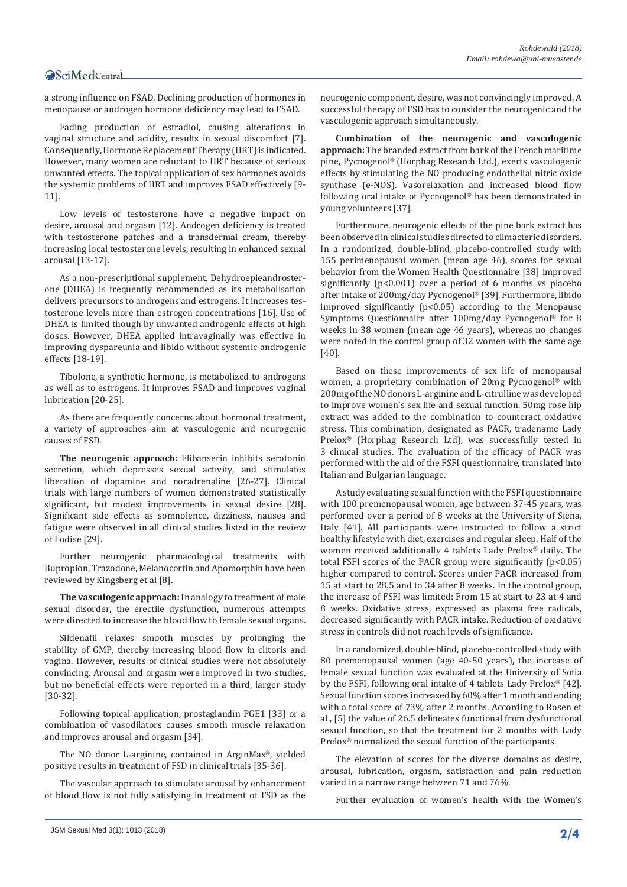a strong influence on FSAD. Declining production of hormones in menopause or androgen hormone deficiency may lead to FSAD.

Fading production of estradiol, causing alterations in vaginal structure and acidity, results in sexual discomfort [7]. Consequently, Hormone Replacement Therapy (HRT) is indicated. However, many women are reluctant to HRT because of serious unwanted effects. The topical application of sex hormones avoids the systemic problems of HRT and improves FSAD effectively [9-11].

Low levels of testosterone have a negative impact on desire, arousal and orgasm [12]. Androgen deficiency is treated with testosterone patches and a transdermal cream, thereby increasing local testosterone levels, resulting in enhanced sexual arousal [13-17].

As a non-prescriptional supplement, Dehydroepiandrosterone (DHEA) is frequently recommended as its metabolisation delivers precursors to androgens and estrogens. It increases testosterone levels more than estrogen concentrations [16]. Use of DHEA is limited though by unwanted androgenic effects at high doses. However, DHEA applied intravaginally was effective in improving dyspareunia and libido without systemic androgenic effects [18-19].

Tibolone, a synthetic hormone, is metabolized to androgens as well as to estrogens. It improves FSAD and improves vaginal lubrication [20-25].

As there are frequently concerns about hormonal treatment, a variety of approaches aim at vasculogenic and neurogenic causes of FSD.

**The neurogenic approach:** Flibanserin inhibits serotonin secretion, which depresses sexual activity, and stimulates liberation of dopamine and noradrenaline [26-27]. Clinical trials with large numbers of women demonstrated statistically significant, but modest improvements in sexual desire [28]. Significant side effects as somnolence, dizziness, nausea and fatigue were observed in all clinical studies listed in the review of Lodise [29].

Further neurogenic pharmacological treatments with Bupropion, Trazodone, Melanocortin and Apomorphin have been reviewed by Kingsberg et al [8].

**The vasculogenic approach:** In analogy to treatment of male sexual disorder, the erectile dysfunction, numerous attempts were directed to increase the blood flow to female sexual organs.

Sildenafil relaxes smooth muscles by prolonging the stability of GMP, thereby increasing blood flow in clitoris and vagina. However, results of clinical studies were not absolutely convincing. Arousal and orgasm were improved in two studies, but no beneficial effects were reported in a third, larger study [30-32].

Following topical application, prostaglandin PGE1 [33] or a combination of vasodilators causes smooth muscle relaxation and improves arousal and orgasm [34].

The NO donor L-arginine, contained in ArginMax®, yielded positive results in treatment of FSD in clinical trials [35-36].

The vascular approach to stimulate arousal by enhancement of blood flow is not fully satisfying in treatment of FSD as the neurogenic component, desire, was not convincingly improved. A successful therapy of FSD has to consider the neurogenic and the vasculogenic approach simultaneously.

**Combination of the neurogenic and vasculogenic approach:** The branded extract from bark of the French maritime pine, Pycnogenol® (Horphag Research Ltd.), exerts vasculogenic effects by stimulating the NO producing endothelial nitric oxide synthase (e-NOS). Vasorelaxation and increased blood flow following oral intake of Pycnogenol® has been demonstrated in young volunteers [37].

Furthermore, neurogenic effects of the pine bark extract has been observed in clinical studies directed to climacteric disorders. In a randomized, double-blind, placebo-controlled study with 155 perimenopausal women (mean age 46), scores for sexual behavior from the Women Health Questionnaire [38] improved significantly ($p<0.001$) over a period of 6 months vs placebo after intake of 200mg/day Pycnogenol® [39]. Furthermore, libido improved significantly ($p<0.05$) according to the Menopause Symptoms Questionnaire after 100mg/day Pycnogenol® for 8 weeks in 38 women (mean age 46 years), whereas no changes were noted in the control group of 32 women with the same age [40].

Based on these improvements of sex life of menopausal women, a proprietary combination of 20mg Pycnogenol® with 200mg of the NO donors L-arginine and L-citrulline was developed to improve women's sex life and sexual function. 50mg rose hip extract was added to the combination to counteract oxidative stress. This combination, designated as PACR, tradename Lady Prelox® (Horphag Research Ltd), was successfully tested in 3 clinical studies. The evaluation of the efficacy of PACR was performed with the aid of the FSFI questionnaire, translated into Italian and Bulgarian language.

A study evaluating sexual function with the FSFI questionnaire with 100 premenopausal women, age between 37-45 years, was performed over a period of 8 weeks at the University of Siena, Italy [41]. All participants were instructed to follow a strict healthy lifestyle with diet, exercises and regular sleep. Half of the women received additionally 4 tablets Lady Prelox® daily. The total FSFI scores of the PACR group were significantly ($p<0.05$) higher compared to control. Scores under PACR increased from 15 at start to 28.5 and to 34 after 8 weeks. In the control group, the increase of FSFI was limited: From 15 at start to 23 at 4 and 8 weeks. Oxidative stress, expressed as plasma free radicals, decreased significantly with PACR intake. Reduction of oxidative stress in controls did not reach levels of significance.

In a randomized, double-blind, placebo-controlled study with 80 premenopausal women (age 40-50 years)**,** the increase of female sexual function was evaluated at the University of Sofia by the FSFI, following oral intake of 4 tablets Lady Prelox® [42]. Sexual function scores increased by 60% after 1 month and ending with a total score of 73% after 2 months. According to Rosen et al., [5] the value of 26.5 delineates functional from dysfunctional sexual function, so that the treatment for 2 months with Lady Prelox® normalized the sexual function of the participants.

The elevation of scores for the diverse domains as desire, arousal, lubrication, orgasm, satisfaction and pain reduction varied in a narrow range between 71 and 76%.

Further evaluation of women's health with the Women's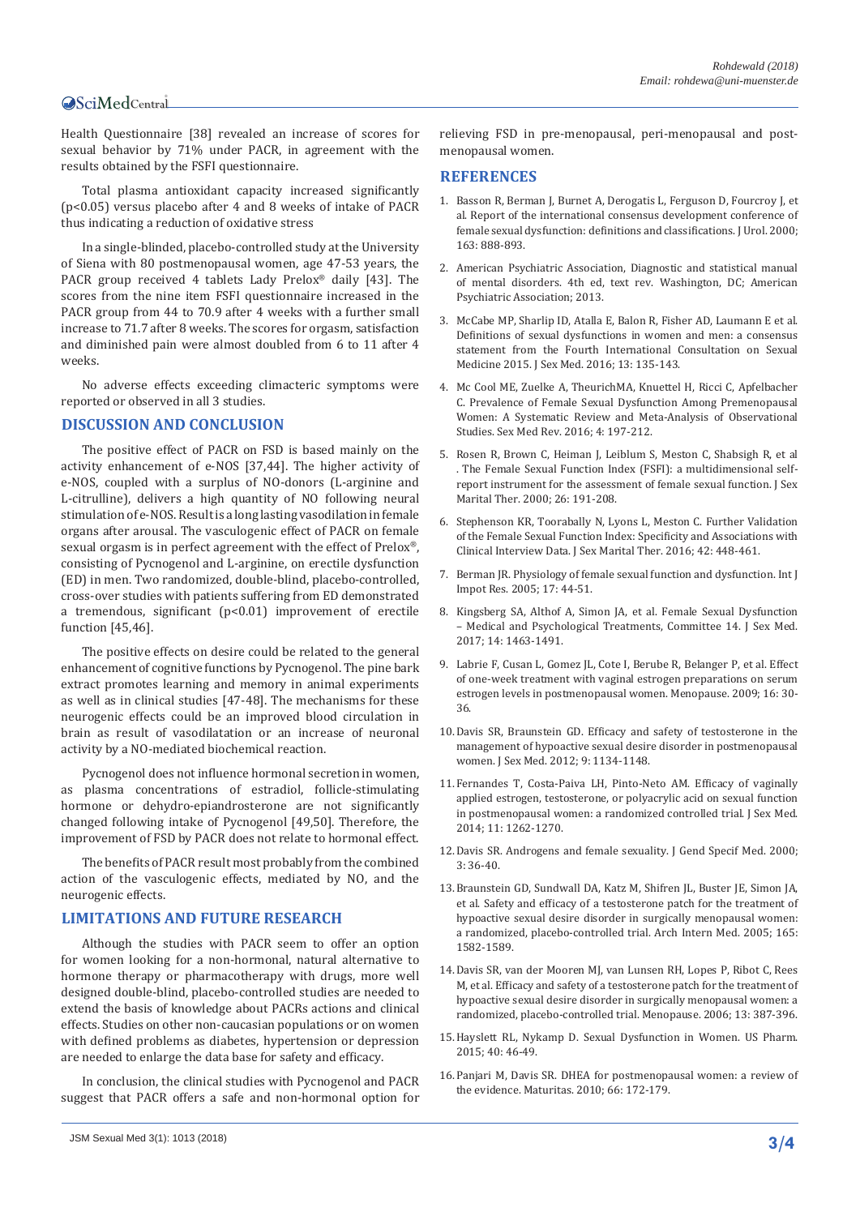Health Questionnaire [38] revealed an increase of scores for sexual behavior by 71% under PACR, in agreement with the results obtained by the FSFI questionnaire.

Total plasma antioxidant capacity increased significantly ($p<0.05$) versus placebo after 4 and 8 weeks of intake of PACR thus indicating a reduction of oxidative stress

In a single-blinded, placebo-controlled study at the University of Siena with 80 postmenopausal women, age 47-53 years, the PACR group received 4 tablets Lady Prelox® daily [43]. The scores from the nine item FSFI questionnaire increased in the PACR group from 44 to 70.9 after 4 weeks with a further small increase to 71.7 after 8 weeks. The scores for orgasm, satisfaction and diminished pain were almost doubled from 6 to 11 after 4 weeks.

No adverse effects exceeding climacteric symptoms were reported or observed in all 3 studies.

## DISCUSSION AND CONCLUSION

The positive effect of PACR on FSD is based mainly on the activity enhancement of e-NOS [37,44]. The higher activity of e-NOS, coupled with a surplus of NO-donors (L-arginine and L-citrulline), delivers a high quantity of NO following neural stimulation of e-NOS. Result is a long lasting vasodilation in female organs after arousal. The vasculogenic effect of PACR on female sexual orgasm is in perfect agreement with the effect of Prelox®, consisting of Pycnogenol and L-arginine, on erectile dysfunction (ED) in men. Two randomized, double-blind, placebo-controlled, cross-over studies with patients suffering from ED demonstrated a tremendous, significant ($p<0.01$) improvement of erectile function [45,46].

The positive effects on desire could be related to the general enhancement of cognitive functions by Pycnogenol. The pine bark extract promotes learning and memory in animal experiments as well as in clinical studies [47-48]. The mechanisms for these neurogenic effects could be an improved blood circulation in brain as result of vasodilatation or an increase of neuronal activity by a NO-mediated biochemical reaction.

Pycnogenol does not influence hormonal secretion in women, as plasma concentrations of estradiol, follicle-stimulating hormone or dehydro-epiandrosterone are not significantly changed following intake of Pycnogenol [49,50]. Therefore, the improvement of FSD by PACR does not relate to hormonal effect.

The benefits of PACR result most probably from the combined action of the vasculogenic effects, mediated by NO, and the neurogenic effects.

## LIMITATIONS AND FUTURE RESEARCH

Although the studies with PACR seem to offer an option for women looking for a non-hormonal, natural alternative to hormone therapy or pharmacotherapy with drugs, more well designed double-blind, placebo-controlled studies are needed to extend the basis of knowledge about PACRs actions and clinical effects. Studies on other non-caucasian populations or on women with defined problems as diabetes, hypertension or depression are needed to enlarge the data base for safety and efficacy.

In conclusion, the clinical studies with Pycnogenol and PACR suggest that PACR offers a safe and non-hormonal option for relieving FSD in pre-menopausal, peri-menopausal and post-menopausal women.

## REFERENCES

1. Basson R, Berman J, Burnet A, Derogatis L, Ferguson D, Fourcroy J, et al. Report of the international consensus development conference of female sexual dysfunction: definitions and classifications. J Urol. 2000; 163: 888-893.
2. American Psychiatric Association, Diagnostic and statistical manual of mental disorders. 4th ed, text rev. Washington, DC; American Psychiatric Association; 2013.
3. McCabe MP, Sharlip ID, Atalla E, Balon R, Fisher AD, Laumann E et al. Definitions of sexual dysfunctions in women and men: a consensus statement from the Fourth International Consultation on Sexual Medicine 2015. J Sex Med. 2016; 13: 135-143.
4. Mc Cool ME, Zuelke A, TheurichMA, Knuettel H, Ricci C, Apfelbacher C. Prevalence of Female Sexual Dysfunction Among Premenopausal Women: A Systematic Review and Meta-Analysis of Observational Studies. Sex Med Rev. 2016; 4: 197-212.
5. Rosen R, Brown C, Heiman J, Leiblum S, Meston C, Shabsigh R, et al . The Female Sexual Function Index (FSFI): a multidimensional self-report instrument for the assessment of female sexual function. J Sex Marital Ther. 2000; 26: 191-208.
6. Stephenson KR, Toorabally N, Lyons L, Meston C. Further Validation of the Female Sexual Function Index: Specificity and Associations with Clinical Interview Data. J Sex Marital Ther. 2016; 42: 448-461.
7. Berman JR. Physiology of female sexual function and dysfunction. Int J Impot Res. 2005; 17: 44-51.
8. Kingsberg SA, Althof A, Simon JA, et al. Female Sexual Dysfunction – Medical and Psychological Treatments, Committee 14. J Sex Med. 2017; 14: 1463-1491.
9. Labrie F, Cusan L, Gomez JL, Cote I, Berube R, Belanger P, et al. Effect of one-week treatment with vaginal estrogen preparations on serum estrogen levels in postmenopausal women. Menopause. 2009; 16: 30-36.
10. Davis SR, Braunstein GD. Efficacy and safety of testosterone in the management of hypoactive sexual desire disorder in postmenopausal women. J Sex Med. 2012; 9: 1134-1148.
11. Fernandes T, Costa-Paiva LH, Pinto-Neto AM. Efficacy of vaginally applied estrogen, testosterone, or polyacrylic acid on sexual function in postmenopausal women: a randomized controlled trial. J Sex Med. 2014; 11: 1262-1270.
12. Davis SR. Androgens and female sexuality. J Gend Specif Med. 2000; 3: 36-40.
13. Braunstein GD, Sundwall DA, Katz M, Shifren JL, Buster JE, Simon JA, et al. Safety and efficacy of a testosterone patch for the treatment of hypoactive sexual desire disorder in surgically menopausal women: a randomized, placebo-controlled trial. Arch Intern Med. 2005; 165: 1582-1589.
14. Davis SR, van der Mooren MJ, van Lunsen RH, Lopes P, Ribot C, Rees M, et al. Efficacy and safety of a testosterone patch for the treatment of hypoactive sexual desire disorder in surgically menopausal women: a randomized, placebo-controlled trial. Menopause. 2006; 13: 387-396.
15. Hayslett RL, Nykamp D. Sexual Dysfunction in Women. US Pharm. 2015; 40: 46-49.
16. Panjari M, Davis SR. DHEA for postmenopausal women: a review of the evidence. Maturitas. 2010; 66: 172-179.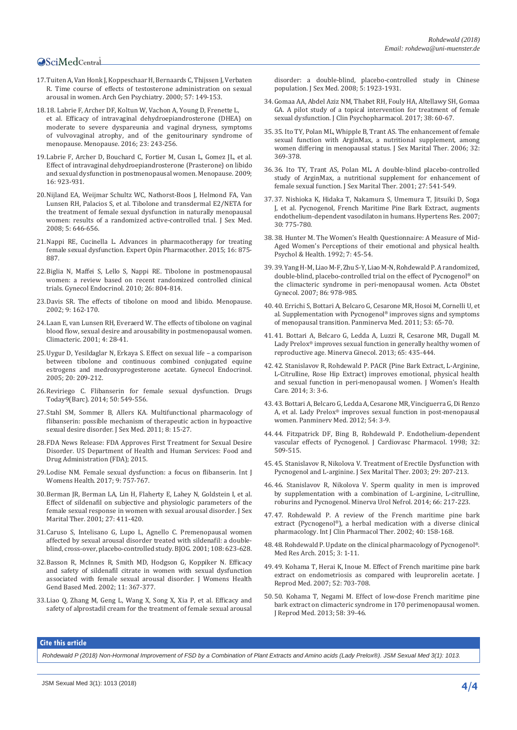17. Tuiten A, Van Honk J, Koppeschaar H, Bernaards C, Thijssen J, Verbaten R. Time course of effects of testosterone administration on sexual arousal in women. Arch Gen Psychiatry. 2000; 57: 149-153.

18. 18. Labrie F, Archer DF, Koltun W, Vachon A, Young D, Frenette L, et al. Efficacy of intravaginal dehydroepiandrosterone (DHEA) on moderate to severe dyspareunia and vaginal dryness, symptoms of vulvovaginal atrophy, and of the genitourinary syndrome of menopause. Menopause. 2016; 23: 243-256.

19. Labrie F, Archer D, Bouchard C, Fortier M, Cusan L, Gomez JL, et al. Effect of intravaginal dehydroepiandrosterone (Prasterone) on libido and sexual dysfunction in postmenopausal women. Menopause. 2009; 16: 923-931.

20. Nijland EA, Weijmar Schultz WC, Nathorst-Boos J, Helmond FA, Van Lunsen RH, Palacios S, et al. Tibolone and transdermal E2/NETA for the treatment of female sexual dysfunction in naturally menopausal women: results of a randomized active-controlled trial. J Sex Med. 2008; 5: 646-656.

21. Nappi RE, Cucinella L. Advances in pharmacotherapy for treating female sexual dysfunction. Expert Opin Pharmacother. 2015; 16: 875-887.

22. Biglia N, Maffei S, Lello S, Nappi RE. Tibolone in postmenopausal women: a review based on recent randomized controlled clinical trials. Gynecol Endocrinol. 2010; 26: 804-814.

23. Davis SR. The effects of tibolone on mood and libido. Menopause. 2002; 9: 162-170.

24. Laan E, van Lunsen RH, Everaerd W. The effects of tibolone on vaginal blood flow, sexual desire and arousability in postmenopausal women. Climacteric. 2001; 4: 28-41.

25. Uygur D, Yesildaglar N, Erkaya S. Effect on sexual life – a comparison between tibolone and continuous combined conjugated equine estrogens and medroxyprogesterone acetate. Gynecol Endocrinol. 2005; 20: 209-212.

26. Reviriego C. Flibanserin for female sexual dysfunction. Drugs Today9(Barc). 2014; 50: 549-556.

27. Stahl SM, Sommer B, Allers KA. Multifunctional pharmacology of flibanserin: possible mechanism of therapeutic action in hypoactive sexual desire disorder. J Sex Med. 2011; 8: 15-27.

28. FDA News Release: FDA Approves First Treatment for Sexual Desire Disorder. US Department of Health and Human Services: Food and Drug Administration (FDA); 2015.

29. Lodise NM. Female sexual dysfunction: a focus on flibanserin. Int J Womens Health. 2017; 9: 757-767.

30. Berman JR, Berman LA, Lin H, Flaherty E, Lahey N, Goldstein I, et al. Effect of sildenafil on subjective and physiologic parameters of the female sexual response in women with sexual arousal disorder. J Sex Marital Ther. 2001; 27: 411-420.

31. Caruso S, Intelisano G, Lupo L, Agnello C. Premenopausal women affected by sexual arousal disorder treated with sildenafil: a double-blind, cross-over, placebo-controlled study. BJOG. 2001; 108: 623-628.

32. Basson R, McInnes R, Smith MD, Hodgson G, Koppiker N. Efficacy and safety of sildenafil citrate in women with sexual dysfunction associated with female sexual arousal disorder. J Womens Health Gend Based Med. 2002; 11: 367-377.

33. Liao Q, Zhang M, Geng L, Wang X, Song X, Xia P, et al. Efficacy and safety of alprostadil cream for the treatment of female sexual arousal disorder: a double-blind, placebo-controlled study in Chinese population. J Sex Med. 2008; 5: 1923-1931.

34. Gomaa AA, Abdel Aziz NM, Thabet RH, Fouly HA, Altellawy SH, Gomaa GA. A pilot study of a topical intervention for treatment of female sexual dysfunction. J Clin Psychopharmacol. 2017; 38: 60-67.

35. 35. Ito TY, Polan ML, Whipple B, Trant AS. The enhancement of female sexual function with ArginMax, a nutritional supplement, among women differing in menopausal status. J Sex Marital Ther. 2006; 32: 369-378.

36. 36. Ito TY, Trant AS, Polan ML. A double-blind placebo-controlled study of ArginMax, a nutritional supplement for enhancement of female sexual function. J Sex Marital Ther. 2001; 27: 541-549.

37. 37. Nishioka K, Hidaka T, Nakamura S, Umemura T, Jitsuiki D, Soga J, et al. Pycnogenol, French Maritime Pine Bark Extract, augments endothelium-dependent vasodilaton in humans. Hypertens Res. 2007; 30: 775-780.

38. 38. Hunter M. The Women's Health Questionnaire: A Measure of Mid-Aged Women's Perceptions of their emotional and physical health. Psychol & Health. 1992; 7: 45-54.

39. 39. Yang H-M, Liao M-F, Zhu S-Y, Liao M-N, Rohdewald P. A randomized, double-blind, placebo-controlled trial on the effect of Pycnogenol® on the climacteric syndrome in peri-menopausal women. Acta Obstet Gynecol. 2007; 86: 978-985.

40. 40. Errichi S, Bottari A, Belcaro G, Cesarone MR, Hosoi M, Cornelli U, et al. Supplementation with Pycnogenol® improves signs and symptoms of menopausal transition. Panminerva Med. 2011; 53: 65-70.

41. 41. Bottari A, Belcaro G, Ledda A, Luzzi R, Cesarone MR, Dugall M. Lady Prelox® improves sexual function in generally healthy women of reproductive age. Minerva Ginecol. 2013; 65: 435-444.

42. 42. Stanislavov R, Rohdewald P. PACR (Pine Bark Extract, L-Arginine, L-Citrulline, Rose Hip Extract) improves emotional, physical health and sexual function in peri-menopausal women. J Women's Health Care. 2014; 3: 3-6.

43. 43. Bottari A, Belcaro G, Ledda A, Cesarone MR, Vinciguerra G, Di Renzo A, et al. Lady Prelox® improves sexual function in post-menopausal women. Panminerv Med. 2012; 54: 3-9.

44. 44. Fitzpatrick DF, Bing B, Rohdewald P. Endothelium-dependent vascular effects of Pycnogenol. J Cardiovasc Pharmacol. 1998; 32: 509-515.

45. 45. Stanislavov R, Nikolova V. Treatment of Erectile Dysfunction with Pycnogenol and L-arginine. J Sex Marital Ther. 2003; 29: 207-213.

46. 46. Stanislavov R, Nikolova V. Sperm quality in men is improved by supplementation with a combination of L-arginine, L-citrulline, roburins and Pycnogenol. Minerva Urol Nefrol. 2014; 66: 217-223.

47. 47. Rohdewald P. A review of the French maritime pine bark extract (Pycnogenol®), a herbal medication with a diverse clinical pharmacology. Int J Clin Pharmacol Ther. 2002; 40: 158-168.

48. 48. Rohdewald P. Update on the clinical pharmacology of Pycnogenol®. Med Res Arch. 2015; 3: 1-11.

49. 49. Kohama T, Herai K, Inoue M. Effect of French maritime pine bark extract on endometriosis as compared with leuprorelin acetate. J Reprod Med. 2007; 52: 703-708.

50. 50. Kohama T, Negami M. Effect of low-dose French maritime pine bark extract on climacteric syndrome in 170 perimenopausal women. J Reprod Med. 2013; 58: 39-46.

**Cite this article**

*Rohdewald P (2018) Non-Hormonal Improvement of FSD by a Combination of Plant Extracts and Amino acids (Lady Prelox®). JSM Sexual Med 3(1): 1013.*